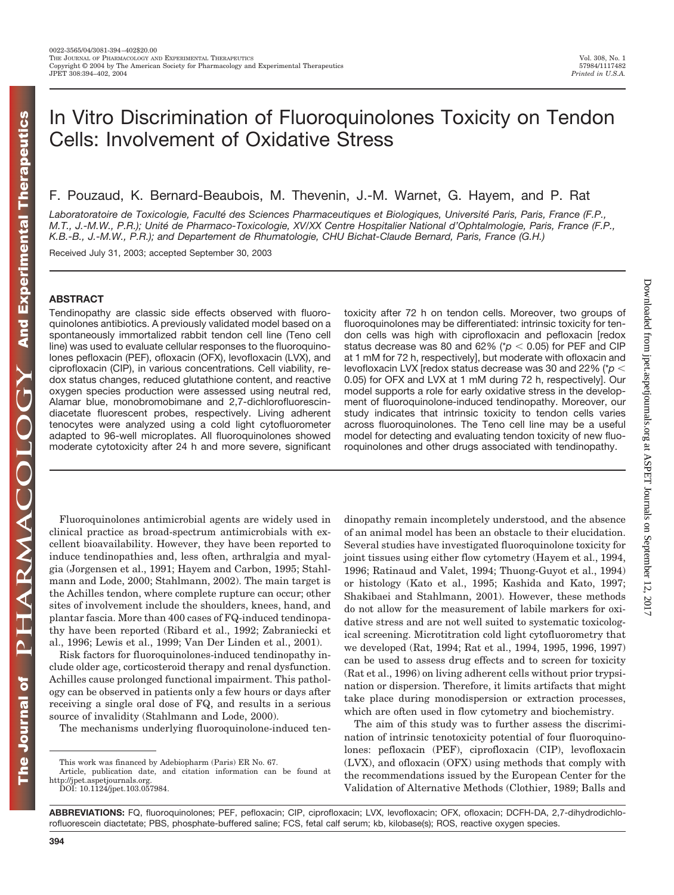# In Vitro Discrimination of Fluoroquinolones Toxicity on Tendon Cells: Involvement of Oxidative Stress

F. Pouzaud, K. Bernard-Beaubois, M. Thevenin, J.-M. Warnet, G. Hayem, and P. Rat

*Laboratoratoire de Toxicologie, Faculté des Sciences Pharmaceutiques et Biologiques, Université Paris, Paris, France (F.P., M.T., J.-M.W., P.R.); Unité de Pharmaco-Toxicologie, XV/XX Centre Hospitalier National d'Ophtalmologie, Paris, France (F.P., K.B.-B., J.-M.W., P.R.); and Departement de Rhumatologie, CHU Bichat-Claude Bernard, Paris, France (G.H.)*

Received July 31, 2003; accepted September 30, 2003

## ABSTRACT

Tendinopathy are classic side effects observed with fluoroquinolones antibiotics. A previously validated model based on a spontaneously immortalized rabbit tendon cell line (Teno cell line) was used to evaluate cellular responses to the fluoroquinolones pefloxacin (PEF), ofloxacin (OFX), levofloxacin (LVX), and ciprofloxacin (CIP), in various concentrations. Cell viability, redox status changes, reduced glutathione content, and reactive oxygen species production were assessed using neutral red, Alamar blue, monobromobimane and 2,7-dichlorofluorescin-diacetate fluorescent probes, respectively. Living adherent tenocytes were analyzed using a cold light cytofluorometer adapted to 96-well microplates. All fluoroquinolones showed moderate cytotoxicity after 24 h and more severe, significant toxicity after 72 h on tendon cells. Moreover, two groups of fluoroquinolones may be differentiated: intrinsic toxicity for tendon cells was high with ciprofloxacin and pefloxacin [redox status decrease was 80 and 62% (* $p < 0.05$ ) for PEF and CIP at 1 mM for 72 h, respectively], but moderate with ofloxacin and levofloxacin LVX [redox status decrease was 30 and 22% (* $p < 0.05$ ) for OFX and LVX at 1 mM during 72 h, respectively]. Our model supports a role for early oxidative stress in the development of fluoroquinolone-induced tendinopathy. Moreover, our study indicates that intrinsic toxicity to tendon cells varies across fluoroquinolones. The Teno cell line may be a useful model for detecting and evaluating tendon toxicity of new fluoroquinolones and other drugs associated with tendinopathy.

Fluoroquinolones antimicrobial agents are widely used in clinical practice as broad-spectrum antimicrobials with excellent bioavailability. However, they have been reported to induce tendinopathies and, less often, arthralgia and myalgia (Jorgensen et al., 1991; Hayem and Carbon, 1995; Stahlmann and Lode, 2000; Stahlmann, 2002). The main target is the Achilles tendon, where complete rupture can occur; other sites of involvement include the shoulders, knees, hand, and plantar fascia. More than 400 cases of FQ-induced tendinopathy have been reported (Ribard et al., 1992; Zabraniecki et al., 1996; Lewis et al., 1999; Van Der Linden et al., 2001).

Risk factors for fluoroquinolones-induced tendinopathy include older age, corticosteroid therapy and renal dysfunction. Achilles cause prolonged functional impairment. This pathology can be observed in patients only a few hours or days after receiving a single oral dose of FQ, and results in a serious source of invalidity (Stahlmann and Lode, 2000).

The mechanisms underlying fluoroquinolone-induced tendinopathy remain incompletely understood, and the absence of an animal model has been an obstacle to their elucidation. Several studies have investigated fluoroquinolone toxicity for joint tissues using either flow cytometry (Hayem et al., 1994, 1996; Ratinaud and Valet, 1994; Thuong-Guyot et al., 1994) or histology (Kato et al., 1995; Kashida and Kato, 1997; Shakibaei and Stahlmann, 2001). However, these methods do not allow for the measurement of labile markers for oxidative stress and are not well suited to systematic toxicological screening. Microtitration cold light cytofluorometry that we developed (Rat, 1994; Rat et al., 1994, 1995, 1996, 1997) can be used to assess drug effects and to screen for toxicity (Rat et al., 1996) on living adherent cells without prior trypsination or dispersion. Therefore, it limits artifacts that might take place during monodispersion or extraction processes, which are often used in flow cytometry and biochemistry.

The aim of this study was to further assess the discrimination of intrinsic tenotoxicity potential of four fluoroquinolones: pefloxacin (PEF), ciprofloxacin (CIP), levofloxacin (LVX), and ofloxacin (OFX) using methods that comply with the recommendations issued by the European Center for the Validation of Alternative Methods (Clothier, 1989; Balls and

This work was financed by Adebiopharm (Paris) ER No. 67.
Article, publication date, and citation information can be found at http://jpet.aspetjournals.org.
DOI: 10.1124/jpet.103.057984.

**ABBREVIATIONS:** FQ, fluoroquinolones; PEF, pefloxacin; CIP, ciprofloxacin; LVX, levofloxacin; OFX, ofloxacin; DCFH-DA, 2,7-dihydrodichlorofluorescein diactetate; PBS, phosphate-buffered saline; FCS, fetal calf serum; kb, kilobase(s); ROS, reactive oxygen species.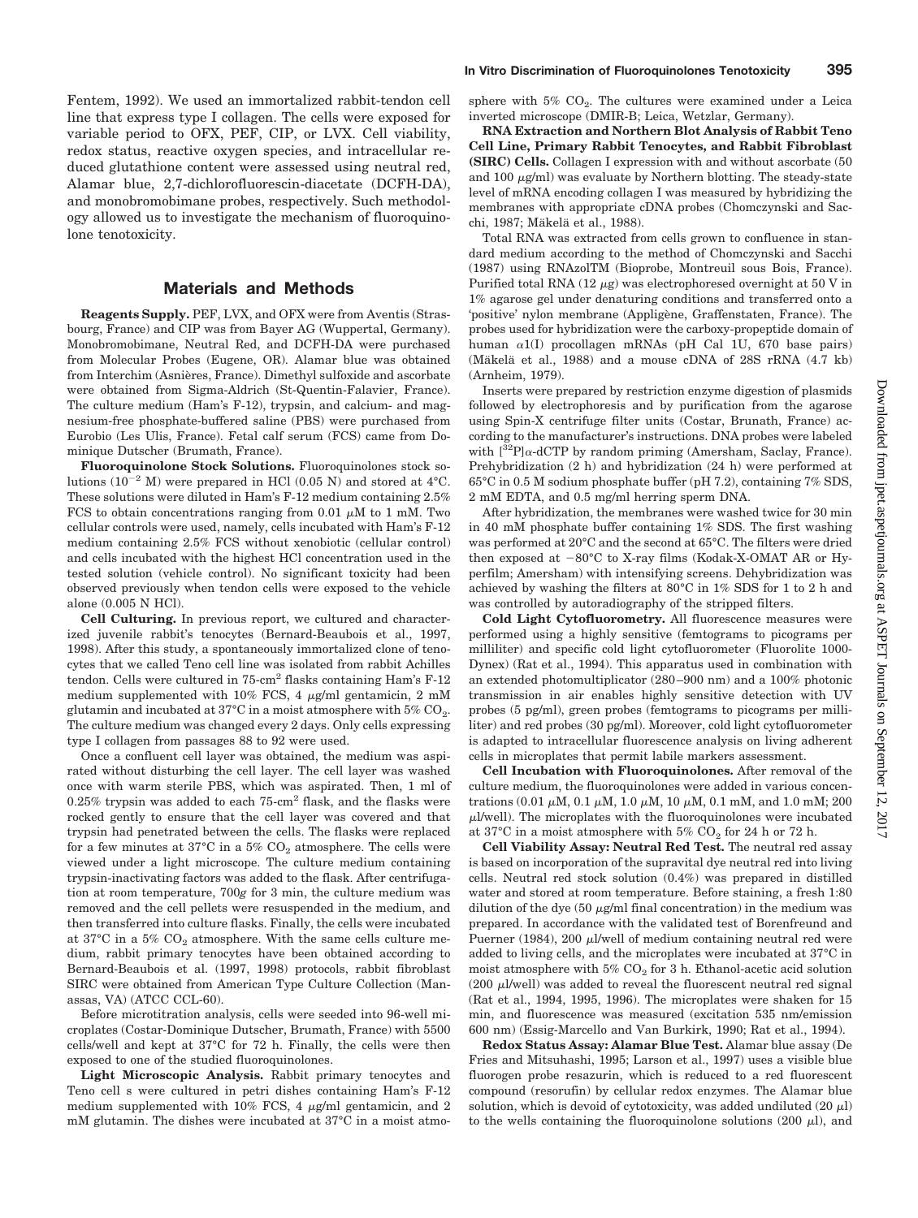Fentem, 1992). We used an immortalized rabbit-tendon cell line that express type I collagen. The cells were exposed for variable period to OFX, PEF, CIP, or LVX. Cell viability, redox status, reactive oxygen species, and intracellular reduced glutathione content were assessed using neutral red, Alamar blue, 2,7-dichlorofluorescin-diacetate (DCFH-DA), and monobromobimane probes, respectively. Such methodology allowed us to investigate the mechanism of fluoroquinolone tenotoxicity.

## Materials and Methods

**Reagents Supply.** PEF, LVX, and OFX were from Aventis (Strasbourg, France) and CIP was from Bayer AG (Wuppertal, Germany). Monobromobimane, Neutral Red, and DCFH-DA were purchased from Molecular Probes (Eugene, OR). Alamar blue was obtained from Interchim (Asnières, France). Dimethyl sulfoxide and ascorbate were obtained from Sigma-Aldrich (St-Quentin-Falavier, France). The culture medium (Ham's F-12), trypsin, and calcium- and magnesium-free phosphate-buffered saline (PBS) were purchased from Eurobio (Les Ulis, France). Fetal calf serum (FCS) came from Dominique Dutscher (Brumath, France).

**Fluoroquinolone Stock Solutions.** Fluoroquinolones stock solutions ($10^{-2}$ M) were prepared in HCl (0.05 N) and stored at 4°C. These solutions were diluted in Ham's F-12 medium containing 2.5% FCS to obtain concentrations ranging from 0.01 μM to 1 mM. Two cellular controls were used, namely, cells incubated with Ham's F-12 medium containing 2.5% FCS without xenobiotic (cellular control) and cells incubated with the highest HCl concentration used in the tested solution (vehicle control). No significant toxicity had been observed previously when tendon cells were exposed to the vehicle alone (0.005 N HCl).

**Cell Culturing.** In previous report, we cultured and characterized juvenile rabbit's tenocytes (Bernard-Beaubois et al., 1997, 1998). After this study, a spontaneously immortalized clone of tenocytes that we called Teno cell line was isolated from rabbit Achilles tendon. Cells were cultured in 75-cm$^2$ flasks containing Ham's F-12 medium supplemented with 10% FCS, 4 μg/ml gentamicin, 2 mM glutamin and incubated at 37°C in a moist atmosphere with 5% $CO_2$. The culture medium was changed every 2 days. Only cells expressing type I collagen from passages 88 to 92 were used.

Once a confluent cell layer was obtained, the medium was aspirated without disturbing the cell layer. The cell layer was washed once with warm sterile PBS, which was aspirated. Then, 1 ml of 0.25% trypsin was added to each 75-cm$^2$ flask, and the flasks were rocked gently to ensure that the cell layer was covered and that trypsin had penetrated between the cells. The flasks were replaced for a few minutes at 37°C in a 5% $CO_2$ atmosphere. The cells were viewed under a light microscope. The culture medium containing trypsin-inactivating factors was added to the flask. After centrifugation at room temperature, 700*g* for 3 min, the culture medium was removed and the cell pellets were resuspended in the medium, and then transferred into culture flasks. Finally, the cells were incubated at 37°C in a 5% $CO_2$ atmosphere. With the same cells culture medium, rabbit primary tenocytes have been obtained according to Bernard-Beaubois et al. (1997, 1998) protocols, rabbit fibroblast SIRC were obtained from American Type Culture Collection (Manassas, VA) (ATCC CCL-60).

Before microtitration analysis, cells were seeded into 96-well microplates (Costar-Dominique Dutscher, Brumath, France) with 5500 cells/well and kept at 37°C for 72 h. Finally, the cells were then exposed to one of the studied fluoroquinolones.

**Light Microscopic Analysis.** Rabbit primary tenocytes and Teno cell s were cultured in petri dishes containing Ham's F-12 medium supplemented with 10% FCS, 4 μg/ml gentamicin, and 2 mM glutamin. The dishes were incubated at 37°C in a moist atmosphere with 5% $CO_2$. The cultures were examined under a Leica inverted microscope (DMIR-B; Leica, Wetzlar, Germany).

**RNA Extraction and Northern Blot Analysis of Rabbit Teno Cell Line, Primary Rabbit Tenocytes, and Rabbit Fibroblast (SIRC) Cells.** Collagen I expression with and without ascorbate (50 and 100 μg/ml) was evaluate by Northern blotting. The steady-state level of mRNA encoding collagen I was measured by hybridizing the membranes with appropriate cDNA probes (Chomczynski and Sacchi, 1987; Mäkelä et al., 1988).

Total RNA was extracted from cells grown to confluence in standard medium according to the method of Chomczynski and Sacchi (1987) using RNAzolTM (Bioprobe, Montreuil sous Bois, France). Purified total RNA (12 μg) was electrophoresed overnight at 50 V in 1% agarose gel under denaturing conditions and transferred onto a 'positive' nylon membrane (Applligène, Graffenstaten, France). The probes used for hybridization were the carboxy-propeptide domain of human α1(I) procollagen mRNAs (pH Cal 1U, 670 base pairs) (Mäkelä et al., 1988) and a mouse cDNA of 28S rRNA (4.7 kb) (Arnheim, 1979).

Inserts were prepared by restriction enzyme digestion of plasmids followed by electrophoresis and by purification from the agarose using Spin-X centrifuge filter units (Costar, Brunath, France) according to the manufacturer's instructions. DNA probes were labeled with [$^{32}$P]α-dCTP by random priming (Amersham, Saclay, France). Prehybridization (2 h) and hybridization (24 h) were performed at 65°C in 0.5 M sodium phosphate buffer (pH 7.2), containing 7% SDS, 2 mM EDTA, and 0.5 mg/ml herring sperm DNA.

After hybridization, the membranes were washed twice for 30 min in 40 mM phosphate buffer containing 1% SDS. The first washing was performed at 20°C and the second at 65°C. The filters were dried then exposed at −80°C to X-ray films (Kodak-X-OMAT AR or Hyperfilm; Amersham) with intensifying screens. Dehybridization was achieved by washing the filters at 80°C in 1% SDS for 1 to 2 h and was controlled by autoradiography of the stripped filters.

**Cold Light Cytofluorometry.** All fluorescence measures were performed using a highly sensitive (femtograms to picograms per milliliter) and specific cold light cytofluorometer (Fluorolite 1000-Dynex) (Rat et al., 1994). This apparatus used in combination with an extended photomultiplicator (280–900 nm) and a 100% photonic transmission in air enables highly sensitive detection with UV probes (5 pg/ml), green probes (femtograms to picograms per milliliter) and red probes (30 pg/ml). Moreover, cold light cytofluorometer is adapted to intracellular fluorescence analysis on living adherent cells in microplates that permit labile markers assessment.

**Cell Incubation with Fluoroquinolones.** After removal of the culture medium, the fluoroquinolones were added in various concentrations (0.01 μM, 0.1 μM, 1.0 μM, 10 μM, 0.1 mM, and 1.0 mM; 200 μl/well). The microplates with the fluoroquinolones were incubated at 37°C in a moist atmosphere with 5% $CO_2$ for 24 h or 72 h.

**Cell Viability Assay: Neutral Red Test.** The neutral red assay is based on incorporation of the supravital dye neutral red into living cells. Neutral red stock solution (0.4%) was prepared in distilled water and stored at room temperature. Before staining, a fresh 1:80 dilution of the dye (50 μg/ml final concentration) in the medium was prepared. In accordance with the validated test of Borenfreund and Puerner (1984), 200 μl/well of medium containing neutral red were added to living cells, and the microplates were incubated at 37°C in moist atmosphere with 5% $CO_2$ for 3 h. Ethanol-acetic acid solution (200 μl/well) was added to reveal the fluorescent neutral red signal (Rat et al., 1994, 1995, 1996). The microplates were shaken for 15 min, and fluorescence was measured (excitation 535 nm/emission 600 nm) (Essig-Marcello and Van Burkirk, 1990; Rat et al., 1994).

**Redox Status Assay: Alamar Blue Test.** Alamar blue assay (De Fries and Mitsuhashi, 1995; Larson et al., 1997) uses a visible blue fluorogen probe resazurin, which is reduced to a red fluorescent compound (resorufin) by cellular redox enzymes. The Alamar blue solution, which is devoid of cytotoxicity, was added undiluted (20 μl) to the wells containing the fluoroquinolone solutions (200 μl), and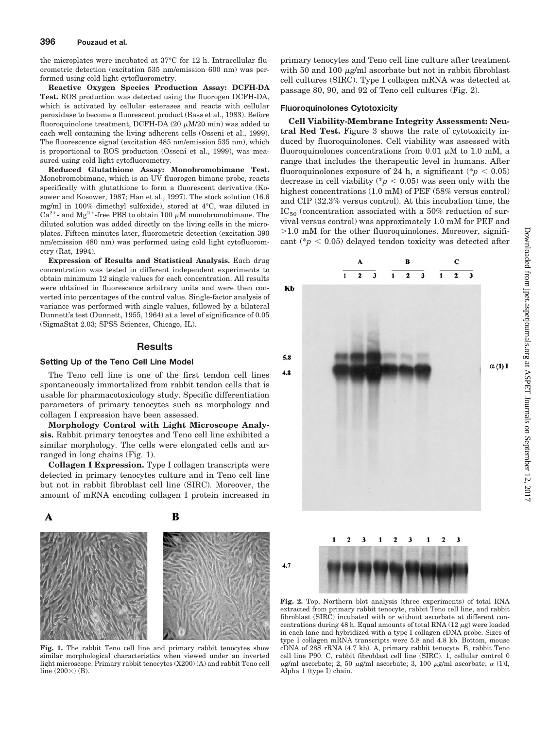the microplates were incubated at 37°C for 12 h. Intracellular fluorometric detection (excitation 535 nm/emission 600 nm) was performed using cold light cytofluorometry.

**Reactive Oxygen Species Production Assay: DCFH-DA Test.** ROS production was detected using the fluorogen DCFH-DA, which is activated by cellular esterases and reacts with cellular peroxidase to become a fluorescent product (Bass et al., 1983). Before fluoroquinolone treatment, DCFH-DA (20 $\mu$M/20 min) was added to each well containing the living adherent cells (Osseni et al., 1999). The fluorescence signal (excitation 485 nm/emission 535 nm), which is proportional to ROS production (Osseni et al., 1999), was measured using cold light cytofluorometry.

**Reduced Glutathione Assay: Monobromobimane Test.** Monobromobimane, which is an UV fluorogen bimane probe, reacts specifically with glutathione to form a fluorescent derivative (Kosower and Kosower, 1987; Han et al., 1997). The stock solution (16.6 mg/ml in 100% dimethyl sulfoxide), stored at 4°C, was diluted in $Ca^{2+}$- and $Mg^{2+}$-free PBS to obtain 100 $\mu$M monobromobimane. The diluted solution was added directly on the living cells in the microplates. Fifteen minutes later, fluorometric detection (excitation 390 nm/emission 480 nm) was performed using cold light cytofluorometry (Rat, 1994).

**Expression of Results and Statistical Analysis.** Each drug concentration was tested in different independent experiments to obtain minimum 12 single values for each concentration. All results were obtained in fluorescence arbitrary units and were then converted into percentages of the control value. Single-factor analysis of variance was performed with single values, followed by a bilateral Dunnett's test (Dunnett, 1955, 1964) at a level of significance of 0.05 (SigmaStat 2.03; SPSS Sciences, Chicago, IL).

## Results

### Setting Up of the Teno Cell Line Model

The Teno cell line is one of the first tendon cell lines spontaneously immortalized from rabbit tendon cells that is usable for pharmacotoxicology study. Specific differentiation parameters of primary tenocytes such as morphology and collagen I expression have been assessed.

**Morphology Control with Light Microscope Analysis.** Rabbit primary tenocytes and Teno cell line exhibited a similar morphology. The cells were elongated cells and arranged in long chains (Fig. 1).

**Collagen I Expression.** Type I collagen transcripts were detected in primary tenocytes culture and in Teno cell line but not in rabbit fibroblast cell line (SIRC). Moreover, the amount of mRNA encoding collagen I protein increased in primary tenocytes and Teno cell line culture after treatment with 50 and 100 $\mu$g/ml ascorbate but not in rabbit fibroblast cell cultures (SIRC). Type I collagen mRNA was detected at passage 80, 90, and 92 of Teno cell cultures (Fig. 2).

Fig. 1. The rabbit Teno cell line and primary rabbit tenocytes show similar morphological characteristics when viewed under an inverted light microscope. Primary rabbit tenocytes (X200) (A) and rabbit Teno cell line (200×) (B).

### Fluoroquinolones Cytotoxicity

**Cell Viability-Membrane Integrity Assessment: Neutral Red Test.** Figure 3 shows the rate of cytotoxicity induced by fluoroquinolones. Cell viability was assessed with fluoroquinolones concentrations from 0.01 $\mu$M to 1.0 mM, a range that includes the therapeutic level in humans. After fluoroquinolones exposure of 24 h, a significant ($*p < 0.05$) decrease in cell viability ($*p < 0.05$) was seen only with the highest concentrations (1.0 mM) of PEF (58% versus control) and CIP (32.3% versus control). At this incubation time, the $IC_{50}$ (concentration associated with a 50% reduction of survival versus control) was approximately 1.0 mM for PEF and >1.0 mM for the other fluoroquinolones. Moreover, significant ($*p < 0.05$) delayed tendon toxicity was detected after

Fig. 2. Top, Northern blot analysis (three experiments) of total RNA extracted from primary rabbit tenocyte, rabbit Teno cell line, and rabbit fibroblast (SIRC) incubated with or without ascorbate at different concentrations during 48 h. Equal amounts of total RNA (12 $\mu$g) were loaded in each lane and hybridized with a type I collagen cDNA probe. Sizes of type I collagen mRNA transcripts were 5.8 and 4.8 kb. Bottom, mouse cDNA of 28S rRNA (4.7 kb). A, primary rabbit tenocyte. B, rabbit Teno cell line P90. C, rabbit fibroblast cell line (SIRC). 1, cellular control 0 $\mu$g/ml ascorbate; 2, 50 $\mu$g/ml ascorbate; 3, 100 $\mu$g/ml ascorbate; $\alpha$ (1)I, Alpha 1 (type I) chain.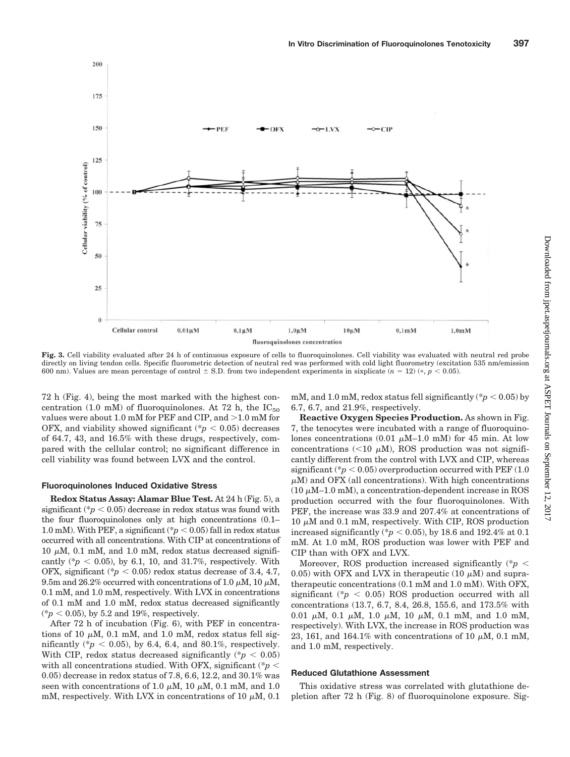**Fig. 3.** Cell viability evaluated after 24 h of continuous exposure of cells to fluoroquinolones. Cell viability was evaluated with neutral red probe directly on living tendon cells. Specific fluorometric detection of neutral red was performed with cold light fluorometry (excitation 535 nm/emission 600 nm). Values are mean percentage of control ± S.D. from two independent experiments in sixplicate ($n$ = 12) (*, $p < 0.05$).

72 h (Fig. 4), being the most marked with the highest concentration (1.0 mM) of fluoroquinolones. At 72 h, the $IC_{50}$ values were about 1.0 mM for PEF and CIP, and >1.0 mM for OFX, and viability showed significant (*$p < 0.05$) decreases of 64.7, 43, and 16.5% with these drugs, respectively, compared with the cellular control; no significant difference in cell viability was found between LVX and the control.

### Fluoroquinolones Induced Oxidative Stress

**Redox Status Assay: Alamar Blue Test.** At 24 h (Fig. 5), a significant (*$p < 0.05$) decrease in redox status was found with the four fluoroquinolones only at high concentrations (0.1–1.0 mM). With PEF, a significant (*$p < 0.05$) fall in redox status occurred with all concentrations. With CIP at concentrations of 10 μM, 0.1 mM, and 1.0 mM, redox status decreased significantly (*$p < 0.05$), by 6.1, 10, and 31.7%, respectively. With OFX, significant (*$p < 0.05$) redox status decrease of 3.4, 4.7, 9.5m and 26.2% occurred with concentrations of 1.0 μM, 10 μM, 0.1 mM, and 1.0 mM, respectively. With LVX in concentrations of 0.1 mM and 1.0 mM, redox status decreased significantly (*$p < 0.05$), by 5.2 and 19%, respectively.

After 72 h of incubation (Fig. 6), with PEF in concentrations of 10 μM, 0.1 mM, and 1.0 mM, redox status fell significantly (*$p < 0.05$), by 6.4, 6.4, and 80.1%, respectively. With CIP, redox status decreased significantly (*$p < 0.05$) with all concentrations studied. With OFX, significant (*$p < 0.05$) decrease in redox status of 7.8, 6.6, 12.2, and 30.1% was seen with concentrations of 1.0 μM, 10 μM, 0.1 mM, and 1.0 mM, respectively. With LVX in concentrations of 10 μM, 0.1 mM, and 1.0 mM, redox status fell significantly (*$p < 0.05$) by 6.7, 6.7, and 21.9%, respectively.

**Reactive Oxygen Species Production.** As shown in Fig. 7, the tenocytes were incubated with a range of fluoroquinolones concentrations (0.01 μM–1.0 mM) for 45 min. At low concentrations (<10 μM), ROS production was not significantly different from the control with LVX and CIP, whereas significant (*$p < 0.05$) overproduction occurred with PEF (1.0 μM) and OFX (all concentrations). With high concentrations (10 μM–1.0 mM), a concentration-dependent increase in ROS production occurred with the four fluoroquinolones. With PEF, the increase was 33.9 and 207.4% at concentrations of 10 μM and 0.1 mM, respectively. With CIP, ROS production increased significantly (*$p < 0.05$), by 18.6 and 192.4% at 0.1 mM. At 1.0 mM, ROS production was lower with PEF and CIP than with OFX and LVX.

Moreover, ROS production increased significantly (*$p < 0.05$) with OFX and LVX in therapeutic (10 μM) and supratherapeutic concentrations (0.1 mM and 1.0 mM). With OFX, significant (*$p < 0.05$) ROS production occurred with all concentrations (13.7, 6.7, 8.4, 26.8, 155.6, and 173.5% with 0.01 μM, 0.1 μM, 1.0 μM, 10 μM, 0.1 mM, and 1.0 mM, respectively). With LVX, the increase in ROS production was 23, 161, and 164.1% with concentrations of 10 μM, 0.1 mM, and 1.0 mM, respectively.

### Reduced Glutathione Assessment

This oxidative stress was correlated with glutathione depletion after 72 h (Fig. 8) of fluoroquinolone exposure. Sig-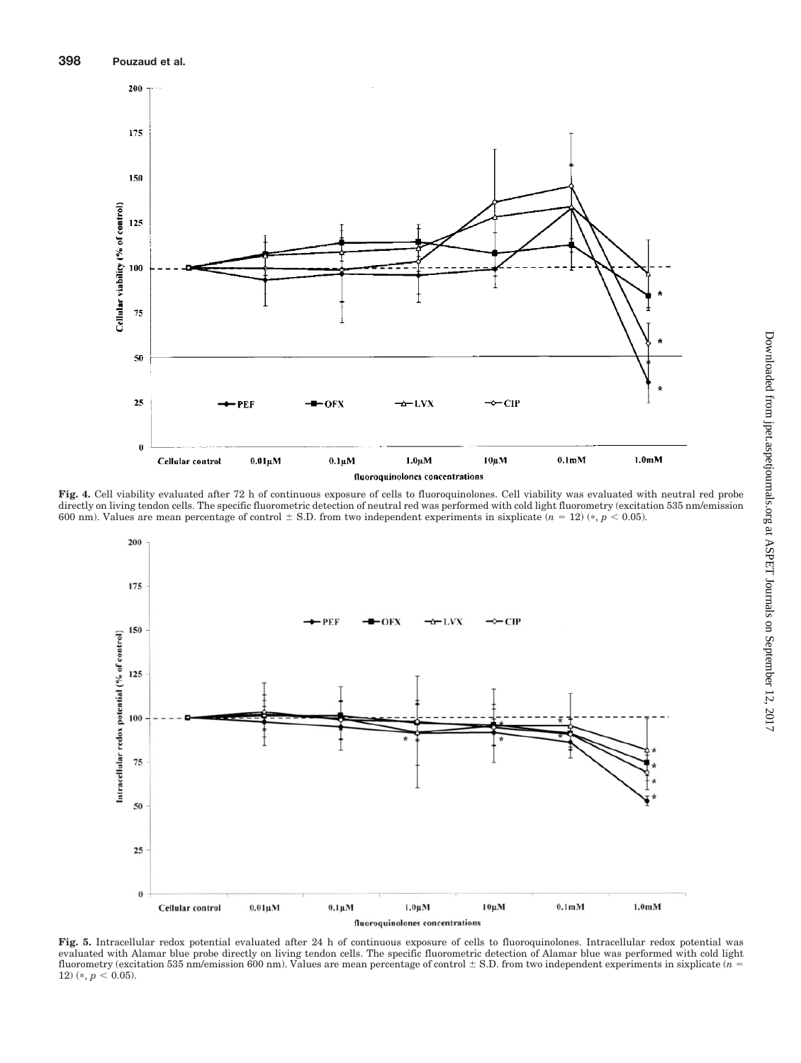**Fig. 4.** Cell viability evaluated after 72 h of continuous exposure of cells to fluoroquinolones. Cell viability was evaluated with neutral red probe directly on living tendon cells. The specific fluorometric detection of neutral red was performed with cold light fluorometry (excitation 535 nm/emission 600 nm). Values are mean percentage of control ± S.D. from two independent experiments in sixplicate ($n$ = 12) (*, $p < 0.05$).

**Fig. 5.** Intracellular redox potential evaluated after 24 h of continuous exposure of cells to fluoroquinolones. Intracellular redox potential was evaluated with Alamar blue probe directly on living tendon cells. The specific fluorometric detection of Alamar blue was performed with cold light fluorometry (excitation 535 nm/emission 600 nm). Values are mean percentage of control ± S.D. from two independent experiments in sixplicate ($n$ = 12) (*, $p < 0.05$).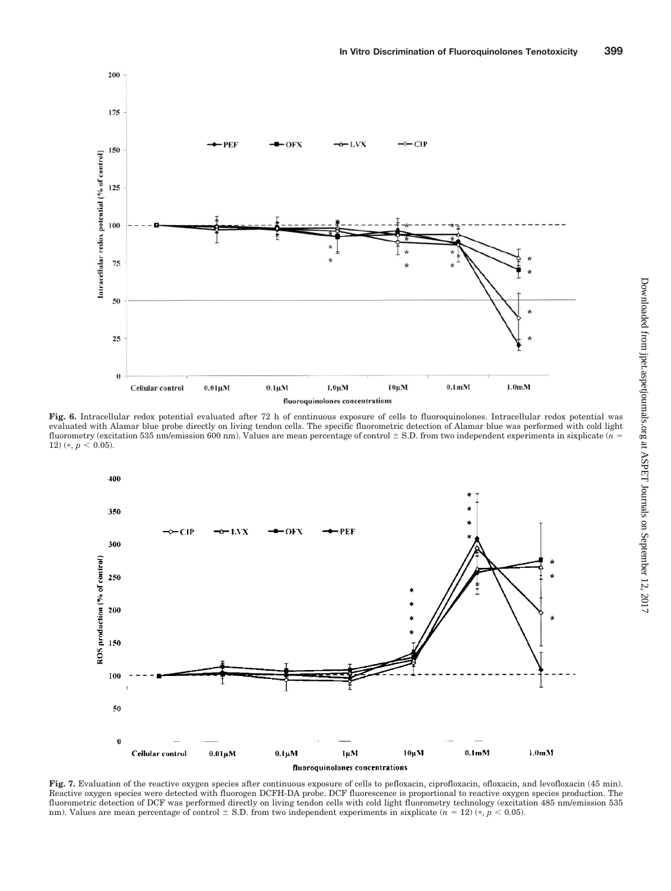**Fig. 6.** Intracellular redox potential evaluated after 72 h of continuous exposure of cells to fluoroquinolones. Intracellular redox potential was evaluated with Alamar blue probe directly on living tendon cells. The specific fluorometric detection of Alamar blue was performed with cold light fluorometry (excitation 535 nm/emission 600 nm). Values are mean percentage of control ± S.D. from two independent experiments in sixplicate ($n$ = 12) (*, $p < 0.05$).

**Fig. 7.** Evaluation of the reactive oxygen species after continuous exposure of cells to pefloxacin, ciprofloxacin, ofloxacin, and levofloxacin (45 min). Reactive oxygen species were detected with fluorogen DCFH-DA probe. DCF fluorescence is proportional to reactive oxygen species production. The fluorometric detection of DCF was performed directly on living tendon cells with cold light fluorometry technology (excitation 485 nm/emission 535 nm). Values are mean percentage of control ± S.D. from two independent experiments in sixplicate ($n$ = 12) (*, $p < 0.05$).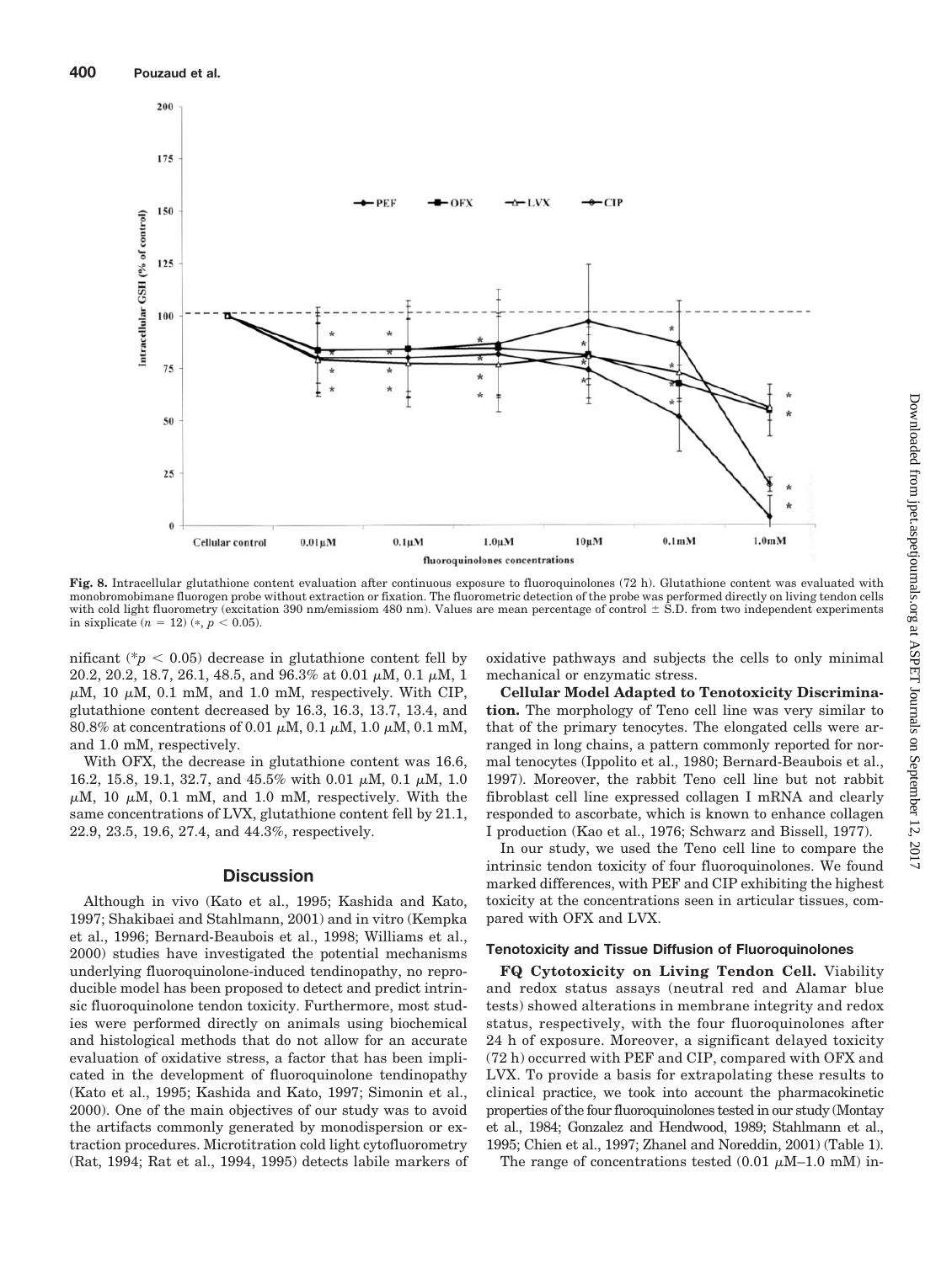Fig. 8. Intracellular glutathione content evaluation after continuous exposure to fluoroquinolones (72 h). Glutathione content was evaluated with monobromobimane fluorogen probe without extraction or fixation. The fluorometric detection of the probe was performed directly on living tendon cells with cold light fluorometry (excitation 390 nm/emissiom 480 nm). Values are mean percentage of control ± S.D. from two independent experiments in sixplicate ($n = 12$) (*, $p < 0.05$).

nificant (*$p < 0.05$) decrease in glutathione content fell by 20.2, 20.2, 18.7, 26.1, 48.5, and 96.3% at 0.01 μM, 0.1 μM, 1 μM, 10 μM, 0.1 mM, and 1.0 mM, respectively. With CIP, glutathione content decreased by 16.3, 16.3, 13.7, 13.4, and 80.8% at concentrations of 0.01 μM, 0.1 μM, 1.0 μM, 0.1 mM, and 1.0 mM, respectively.

With OFX, the decrease in glutathione content was 16.6, 16.2, 15.8, 19.1, 32.7, and 45.5% with 0.01 μM, 0.1 μM, 1.0 μM, 10 μM, 0.1 mM, and 1.0 mM, respectively. With the same concentrations of LVX, glutathione content fell by 21.1, 22.9, 23.5, 19.6, 27.4, and 44.3%, respectively.

## Discussion

Although in vivo (Kato et al., 1995; Kashida and Kato, 1997; Shakibaei and Stahlmann, 2001) and in vitro (Kempka et al., 1996; Bernard-Beaubois et al., 1998; Williams et al., 2000) studies have investigated the potential mechanisms underlying fluoroquinolone-induced tendinopathy, no reproducible model has been proposed to detect and predict intrinsic fluoroquinolone tendon toxicity. Furthermore, most studies were performed directly on animals using biochemical and histological methods that do not allow for an accurate evaluation of oxidative stress, a factor that has been implicated in the development of fluoroquinolone tendinopathy (Kato et al., 1995; Kashida and Kato, 1997; Simonin et al., 2000). One of the main objectives of our study was to avoid the artifacts commonly generated by monodispersion or extraction procedures. Microtitration cold light cytofluorometry (Rat, 1994; Rat et al., 1994, 1995) detects labile markers of oxidative pathways and subjects the cells to only minimal mechanical or enzymatic stress.

**Cellular Model Adapted to Tenotoxicity Discrimination.** The morphology of Teno cell line was very similar to that of the primary tenocytes. The elongated cells were arranged in long chains, a pattern commonly reported for normal tenocytes (Ippolito et al., 1980; Bernard-Beaubois et al., 1997). Moreover, the rabbit Teno cell line but not rabbit fibroblast cell line expressed collagen I mRNA and clearly responded to ascorbate, which is known to enhance collagen I production (Kao et al., 1976; Schwarz and Bissell, 1977).

In our study, we used the Teno cell line to compare the intrinsic tendon toxicity of four fluoroquinolones. We found marked differences, with PEF and CIP exhibiting the highest toxicity at the concentrations seen in articular tissues, compared with OFX and LVX.

### Tenotoxicity and Tissue Diffusion of Fluoroquinolones

**FQ Cytotoxicity on Living Tendon Cell.** Viability and redox status assays (neutral red and Alamar blue tests) showed alterations in membrane integrity and redox status, respectively, with the four fluoroquinolones after 24 h of exposure. Moreover, a significant delayed toxicity (72 h) occurred with PEF and CIP, compared with OFX and LVX. To provide a basis for extrapolating these results to clinical practice, we took into account the pharmacokinetic properties of the four fluoroquinolones tested in our study (Montay et al., 1984; Gonzalez and Hendwood, 1989; Stahlmann et al., 1995; Chien et al., 1997; Zhanel and Noreddin, 2001) (Table 1).

The range of concentrations tested (0.01 μM–1.0 mM) in-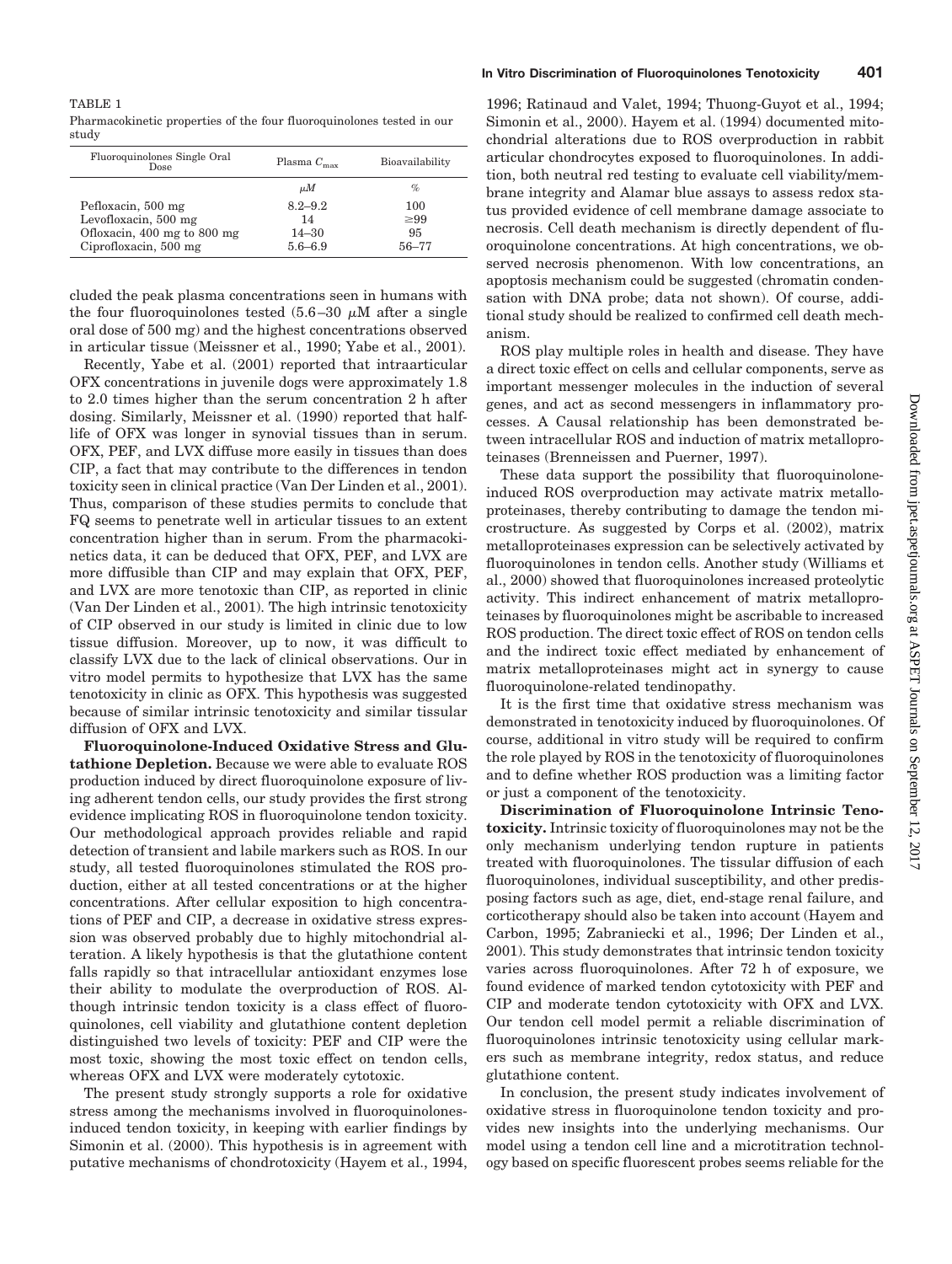TABLE 1

Pharmacokinetic properties of the four fluoroquinolones tested in our study

| Fluoroquinolones Single Oral Dose | Plasma $C_{max}$ | Bioavailability |
|---|---|---|
| | $\mu M$ | % |
| Pefloxacin, 500 mg | 8.2–9.2 | 100 |
| Levofloxacin, 500 mg | 14 | ≥99 |
| Ofloxacin, 400 mg to 800 mg | 14–30 | 95 |
| Ciprofloxacin, 500 mg | 5.6–6.9 | 56–77 |

cluded the peak plasma concentrations seen in humans with the four fluoroquinolones tested (5.6–30 $\mu$M after a single oral dose of 500 mg) and the highest concentrations observed in articular tissue (Meissner et al., 1990; Yabe et al., 2001).

Recently, Yabe et al. (2001) reported that intraarticular OFX concentrations in juvenile dogs were approximately 1.8 to 2.0 times higher than the serum concentration 2 h after dosing. Similarly, Meissner et al. (1990) reported that half-life of OFX was longer in synovial tissues than in serum. OFX, PEF, and LVX diffuse more easily in tissues than does CIP, a fact that may contribute to the differences in tendon toxicity seen in clinical practice (Van Der Linden et al., 2001). Thus, comparison of these studies permits to conclude that FQ seems to penetrate well in articular tissues to an extent concentration higher than in serum. From the pharmacokinetics data, it can be deduced that OFX, PEF, and LVX are more diffusible than CIP and may explain that OFX, PEF, and LVX are more tenotoxic than CIP, as reported in clinic (Van Der Linden et al., 2001). The high intrinsic tenotoxicity of CIP observed in our study is limited in clinic due to low tissue diffusion. Moreover, up to now, it was difficult to classify LVX due to the lack of clinical observations. Our in vitro model permits to hypothesize that LVX has the same tenotoxicity in clinic as OFX. This hypothesis was suggested because of similar intrinsic tenotoxicity and similar tissular diffusion of OFX and LVX.

**Fluoroquinolone-Induced Oxidative Stress and Glutathione Depletion.** Because we were able to evaluate ROS production induced by direct fluoroquinolone exposure of living adherent tendon cells, our study provides the first strong evidence implicating ROS in fluoroquinolone tendon toxicity. Our methodological approach provides reliable and rapid detection of transient and labile markers such as ROS. In our study, all tested fluoroquinolones stimulated the ROS production, either at all tested concentrations or at the higher concentrations. After cellular exposition to high concentrations of PEF and CIP, a decrease in oxidative stress expression was observed probably due to highly mitochondrial alteration. A likely hypothesis is that the glutathione content falls rapidly so that intracellular antioxidant enzymes lose their ability to modulate the overproduction of ROS. Although intrinsic tendon toxicity is a class effect of fluoroquinolones, cell viability and glutathione content depletion distinguished two levels of toxicity: PEF and CIP were the most toxic, showing the most toxic effect on tendon cells, whereas OFX and LVX were moderately cytotoxic.

The present study strongly supports a role for oxidative stress among the mechanisms involved in fluoroquinolones-induced tendon toxicity, in keeping with earlier findings by Simonin et al. (2000). This hypothesis is in agreement with putative mechanisms of chondrotoxicity (Hayem et al., 1994, 1996; Ratinaud and Valet, 1994; Thuong-Guyot et al., 1994; Simonin et al., 2000). Hayem et al. (1994) documented mitochondrial alterations due to ROS overproduction in rabbit articular chondrocytes exposed to fluoroquinolones. In addition, both neutral red testing to evaluate cell viability/membrane integrity and Alamar blue assays to assess redox status provided evidence of cell membrane damage associate to necrosis. Cell death mechanism is directly dependent of fluoroquinolone concentrations. At high concentrations, we observed necrosis phenomenon. With low concentrations, an apoptosis mechanism could be suggested (chromatin condensation with DNA probe; data not shown). Of course, additional study should be realized to confirmed cell death mechanism.

ROS play multiple roles in health and disease. They have a direct toxic effect on cells and cellular components, serve as important messenger molecules in the induction of several genes, and act as second messengers in inflammatory processes. A Causal relationship has been demonstrated between intracellular ROS and induction of matrix metalloproteinases (Brenneissen and Puerner, 1997).

These data support the possibility that fluoroquinolone-induced ROS overproduction may activate matrix metalloproteinases, thereby contributing to damage the tendon microstructure. As suggested by Corps et al. (2002), matrix metalloproteinases expression can be selectively activated by fluoroquinolones in tendon cells. Another study (Williams et al., 2000) showed that fluoroquinolones increased proteolytic activity. This indirect enhancement of matrix metalloproteinases by fluoroquinolones might be ascribable to increased ROS production. The direct toxic effect of ROS on tendon cells and the indirect toxic effect mediated by enhancement of matrix metalloproteinases might act in synergy to cause fluoroquinolone-related tendinopathy.

It is the first time that oxidative stress mechanism was demonstrated in tenotoxicity induced by fluoroquinolones. Of course, additional in vitro study will be required to confirm the role played by ROS in the tenotoxicity of fluoroquinolones and to define whether ROS production was a limiting factor or just a component of the tenotoxicity.

**Discrimination of Fluoroquinolone Intrinsic Tenotoxicity.** Intrinsic toxicity of fluoroquinolones may not be the only mechanism underlying tendon rupture in patients treated with fluoroquinolones. The tissular diffusion of each fluoroquinolones, individual susceptibility, and other predisposing factors such as age, diet, end-stage renal failure, and corticotherapy should also be taken into account (Hayem and Carbon, 1995; Zabraniecki et al., 1996; Der Linden et al., 2001). This study demonstrates that intrinsic tendon toxicity varies across fluoroquinolones. After 72 h of exposure, we found evidence of marked tendon cytotoxicity with PEF and CIP and moderate tendon cytotoxicity with OFX and LVX. Our tendon cell model permit a reliable discrimination of fluoroquinolones intrinsic tenotoxicity using cellular markers such as membrane integrity, redox status, and reduce glutathione content.

In conclusion, the present study indicates involvement of oxidative stress in fluoroquinolone tendon toxicity and provides new insights into the underlying mechanisms. Our model using a tendon cell line and a microtitration technology based on specific fluorescent probes seems reliable for the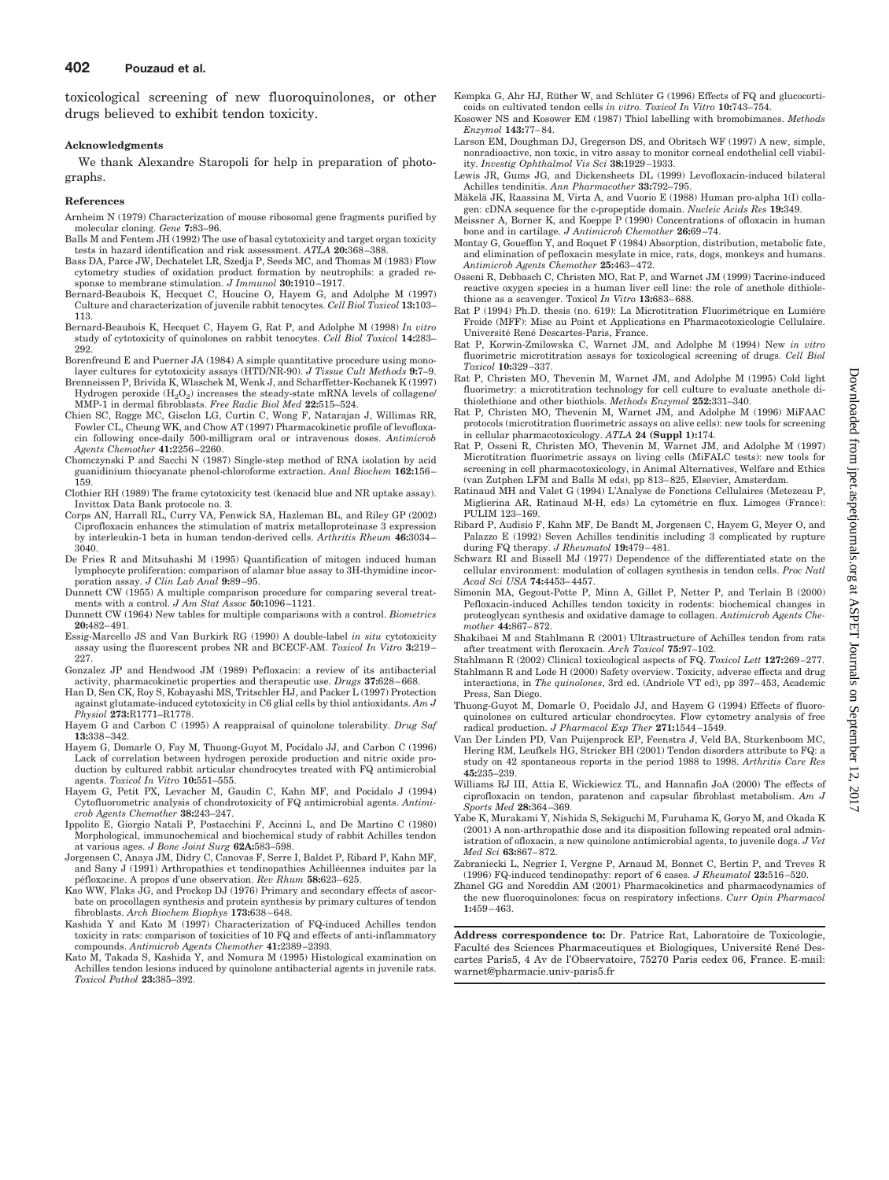toxicological screening of new fluoroquinolones, or other drugs believed to exhibit tendon toxicity.

#### Acknowledgments

We thank Alexandre Staropoli for help in preparation of photographs.

#### References

Arnheim N (1979) Characterization of mouse ribosomal gene fragments purified by molecular cloning. *Gene* **7:**83–96.

Balls M and Fentem JH (1992) The use of basal cytotoxicity and target organ toxicity tests in hazard identification and risk assessment. *ATLA* **20:**368–388.

Bass DA, Parce JW, Dechatelet LR, Szedja P, Seeds MC, and Thomas M (1983) Flow cytometry studies of oxidation product formation by neutrophils: a graded response to membrane stimulation. *J Immunol* **30:**1910–1917.

Bernard-Beaubois K, Hecquet C, Houcine O, Hayem G, and Adolphe M (1997) Culture and characterization of juvenile rabbit tenocytes. *Cell Biol Toxicol* **13:**103–113.

Bernard-Beaubois K, Hecquet C, Hayem G, Rat P, and Adolphe M (1998) *In vitro* study of cytotoxicity of quinolones on rabbit tenocytes. *Cell Biol Toxicol* **14:**283–292.

Borenfreund E and Puerner JA (1984) A simple quantitative procedure using monolayer cultures for cytotoxicity assays (HTD/NR-90). *J Tissue Cult Methods* **9:**7–9.

Brenneissen P, Brivida K, Wlaschek M, Wenk J, and Scharffetter-Kochanek K (1997) Hydrogen peroxide ($H_2O_2$) increases the steady-state mRNA levels of collagene/MMP-1 in dermal fibroblasts. *Free Radic Biol Med* **22:**515–524.

Chien SC, Rogge MC, Gisclon LG, Curtin C, Wong F, Natarajan J, Willimas RR, Fowler CL, Cheung WK, and Chow AT (1997) Pharmacokinetic profile of levofloxacin following once-daily 500-milligram oral or intravenous doses. *Antimicrob Agents Chemother* **41:**2256–2260.

Chomczynski P and Sacchi N (1987) Single-step method of RNA isolation by acid guanidinium thiocyanate phenol-chloroforme extraction. *Anal Biochem* **162:**156–159.

Clothier RH (1989) The frame cytotoxicity test (kenacid blue and NR uptake assay). Invittox Data Bank protocole no. 3.

Corps AN, Harrall RL, Curry VA, Fenwick SA, Hazleman BL, and Riley GP (2002) Ciprofloxacin enhances the stimulation of matrix metalloproteinase 3 expression by interleukin-1 beta in human tendon-derived cells. *Arthritis Rheum* **46:**3034–3040.

De Fries R and Mitsuhashi M (1995) Quantification of mitogen induced human lymphocyte proliferation: comparison of alamar blue assay to 3H-thymidine incorporation assay. *J Clin Lab Anal* **9:**89–95.

Dunnett CW (1955) A multiple comparison procedure for comparing several treatments with a control. *J Am Stat Assoc* **50:**1096–1121.

Dunnett CW (1964) New tables for multiple comparisons with a control. *Biometrics* **20:**482–491.

Essig-Marcello JS and Van Burkirk RG (1990) A double-label *in situ* cytotoxicity assay using the fluorescent probes NR and BCECF-AM. *Toxicol In Vitro* **3:**219–227.

Gonzalez JP and Hendwood JM (1989) Pefloxacin: a review of its antibacterial activity, pharmacokinetic properties and therapeutic use. *Drugs* **37:**628–668.

Han D, Sen CK, Roy S, Kobayashi MS, Tritschler HJ, and Packer L (1997) Protection against glutamate-induced cytotoxicity in C6 glial cells by thiol antioxidants. *Am J Physiol* **273:**R1771–R1778.

Hayem G and Carbon C (1995) A reappraisal of quinolone tolerability. *Drug Saf* **13:**338–342.

Hayem G, Domarle O, Fay M, Thuong-Guyot M, Pocidalo JJ, and Carbon C (1996) Lack of correlation between hydrogen peroxide production and nitric oxide production by cultured rabbit articular chondrocytes treated with FQ antimicrobial agents. *Toxicol In Vitro* **10:**551–555.

Hayem G, Petit PX, Levacher M, Gaudin C, Kahn MF, and Pocidalo J (1994) Cytofluorometric analysis of chondrotoxicity of FQ antimicrobial agents. *Antimicrob Agents Chemother* **38:**243–247.

Ippolito E, Giorgio Natali P, Postacchini F, Accinni L, and De Martino C (1980) Morphological, immunochemical and biochemical study of rabbit Achilles tendon at various ages. *J Bone Joint Surg* **62A:**583–598.

Jorgensen C, Anaya JM, Didry C, Canovas F, Serre I, Baldet P, Ribard P, Kahn MF, and Sany J (1991) Arthropathies et tendinopathies Achilléennes induites par la péfloxacine. A propos d'une observation. *Rev Rhum* **58:**623–625.

Kao WW, Flaks JG, and Prockop DJ (1976) Primary and secondary effects of ascorbate on procollagen synthesis and protein synthesis by primary cultures of tendon fibroblasts. *Arch Biochem Biophys* **173:**638–648.

Kashida Y and Kato M (1997) Characterization of FQ-induced Achilles tendon toxicity in rats: comparison of toxicities of 10 FQ and effects of anti-inflammatory compounds. *Antimicrob Agents Chemother* **41:**2389–2393.

Kato M, Takada S, Kashida Y, and Nomura M (1995) Histological examination on Achilles tendon lesions induced by quinolone antibacterial agents in juvenile rats. *Toxicol Pathol* **23:**385–392.

Kempka G, Ahr HJ, Rüther W, and Schlüter G (1996) Effects of FQ and glucocorticoids on cultivated tendon cells *in vitro*. *Toxicol In Vitro* **10:**743–754.

Kosower NS and Kosower EM (1987) Thiol labelling with bromobimanes. *Methods Enzymol* **143:**77–84.

Larson EM, Doughman DJ, Gregerson DS, and Obritsch WF (1997) A new, simple, nonradioactive, non toxic, in vitro assay to monitor corneal endothelial cell viability. *Investig Ophthalmol Vis Sci* **38:**1929–1933.

Lewis JR, Gums JG, and Dickensheets DL (1999) Levofloxacin-induced bilateral Achilles tendinitis. *Ann Pharmacother* **33:**792–795.

Mäkelä JK, Raassina M, Virta A, and Vuorio E (1988) Human pro-alpha 1(I) collagen: cDNA sequence for the c-propeptide domain. *Nucleic Acids Res* **19:**349.

Meissner A, Borner K, and Koeppe P (1990) Concentrations of ofloxacin in human bone and in cartilage. *J Antimicrob Chemother* **26:**69–74.

Montay G, Goueffon Y, and Roquet F (1984) Absorption, distribution, metabolic fate, and elimination of pefloxacin mesylate in mice, rats, dogs, monkeys and humans. *Antimicrob Agents Chemother* **25:**463–472.

Osseni R, Debbasch C, Christen MO, Rat P, and Warnet JM (1999) Tacrine-induced reactive oxygen species in a human liver cell line: the role of anethole dithiolethione as a scavenger. Toxicol *In Vitro* **13:**683–688.

Rat P (1994) Ph.D. thesis (no. 619): La Microtitration Fluorimétrique en Lumiére Froide (MFF): Mise au Point et Applications en Pharmacotoxicologie Cellulaire. Université René Descartes-Paris, France.

Rat P, Korwin-Zmilowska C, Warnet JM, and Adolphe M (1994) New *in vitro* fluorimetric microtitration assays for toxicological screening of drugs. *Cell Biol Toxicol* **10:**329–337.

Rat P, Christen MO, Thevenin M, Warnet JM, and Adolphe M (1995) Cold light fluorimetry: a microtitration technology for cell culture to evaluate anethole dithiolethione and other biothiols. *Methods Enzymol* **252:**331–340.

Rat P, Christen MO, Thevenin M, Warnet JM, and Adolphe M (1996) MiFAAC protocols (microtitration fluorimetric assays on alive cells): new tools for screening in cellular pharmacotoxicology. *ATLA* **24 (Suppl 1):**174.

Rat P, Osseni R, Christen MO, Thevenin M, Warnet JM, and Adolphe M (1997) Microtitration fluorimetric assays on living cells (MiFALC tests): new tools for screening in cell pharmacotoxicology, in Animal Alternatives, Welfare and Ethics (van Zutphen LFM and Balls M eds), pp 813–825, Elsevier, Amsterdam.

Ratinaud MH and Valet G (1994) L'Analyse de Fonctions Cellulaires (Metezeau P, Miglierina AR, Ratinaud M-H, eds) La cytométrie en flux. Limoges (France): PULIM 123–169.

Ribard P, Audisio F, Kahn MF, De Bandt M, Jorgensen C, Hayem G, Meyer O, and Palazzo E (1992) Seven Achilles tendinitis including 3 complicated by rupture during FQ therapy. *J Rheumatol* **19:**479–481.

Schwarz RI and Bissell MJ (1977) Dependence of the differentiated state on the cellular environment: modulation of collagen synthesis in tendon cells. *Proc Natl Acad Sci USA* **74:**4453–4457.

Simonin MA, Gegout-Potte P, Minn A, Gillet P, Netter P, and Terlain B (2000) Pefloxacin-induced Achilles tendon toxicity in rodents: biochemical changes in proteoglycan synthesis and oxidative damage to collagen. *Antimicrob Agents Chemother* **44:**867–872.

Shakibaei M and Stahlmann R (2001) Ultrastructure of Achilles tendon from rats after treatment with fleroxacin. *Arch Toxicol* **75:**97–102.

Stahlmann R (2002) Clinical toxicological aspects of FQ. *Toxicol Lett* **127:**269–277.

Stahlmann R and Lode H (2000) Safety overview. Toxicity, adverse effects and drug interactions, in *The quinolones*, 3rd ed. (Andriole VT ed), pp 397–453, Academic Press, San Diego.

Thuong-Guyot M, Domarle O, Pocidalo JJ, and Hayem G (1994) Effects of fluoroquinolones on cultured articular chondrocytes. Flow cytometry analysis of free radical production. *J Pharmacol Exp Ther* **271:**1544–1549.

Van Der Linden PD, Van Puijenprock EP, Feenstra J, Veld BA, Sturkenboom MC, Hering RM, Leufkels HG, Stricker BH (2001) Tendon disorders attribute to FQ: a study on 42 spontaneous reports in the period 1988 to 1998. *Arthritis Care Res* **45:**235–239.

Williams RJ III, Attia E, Wickiewicz TL, and Hannafin JoA (2000) The effects of ciprofloxacin on tendon, paratenon and capsular fibroblast metabolism. *Am J Sports Med* **28:**364–369.

Yabe K, Murakami Y, Nishida S, Sekiguchi M, Furuhama K, Goryo M, and Okada K (2001) A non-arthropathic dose and its disposition following repeated oral administration of ofloxacin, a new quinolone antimicrobial agents, to juvenile dogs. *J Vet Med Sci* **63:**867–872.

Zabraniecki L, Negrier I, Vergne P, Arnaud M, Bonnet C, Bertin P, and Treves R (1996) FQ-induced tendinopathy: report of 6 cases. *J Rheumatol* **23:**516–520.

Zhanel GG and Noreddin AM (2001) Pharmacokinetics and pharmacodynamics of the new fluoroquinolones: focus on respiratory infections. *Curr Opin Pharmacol* **1:**459–463.

---

**Address correspondence to:** Dr. Patrice Rat, Laboratoire de Toxicologie, Faculté des Sciences Pharmaceutiques et Biologiques, Université René Descartes Paris5, 4 Av de l'Observatoire, 75270 Paris cedex 06, France. E-mail: warnet@pharmacie.univ-paris5.fr